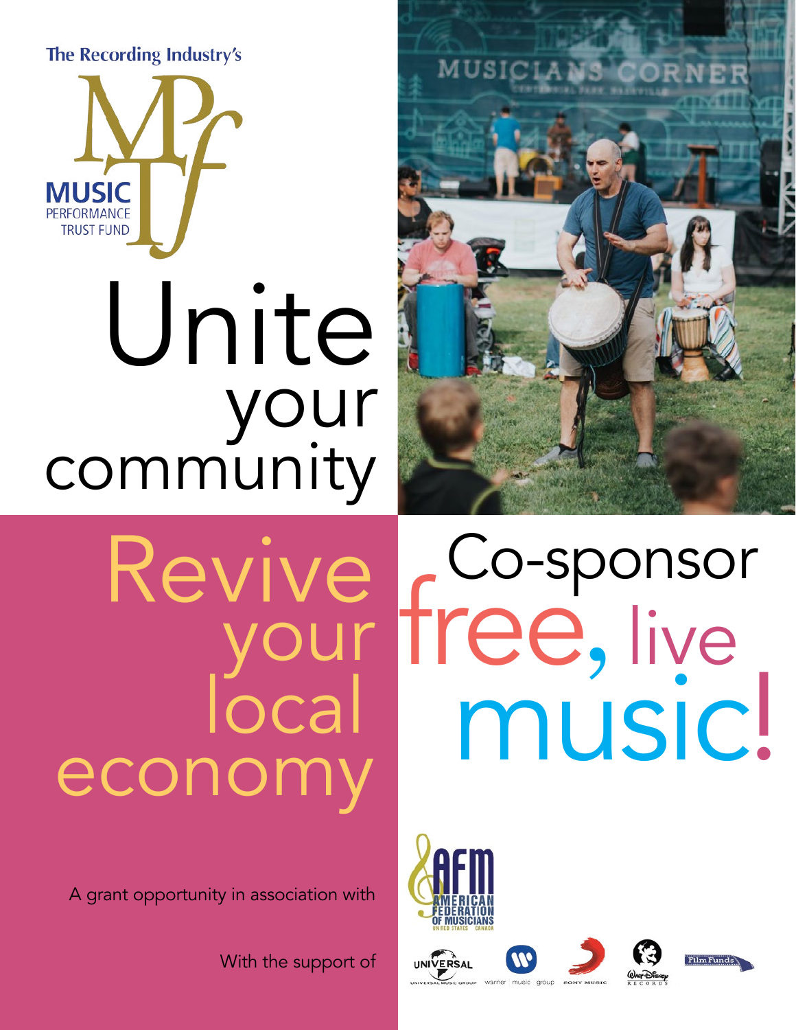The Recording Industry's

MUSIC PERFORMANCE TRUST FUND

# Unite your community

# Revive your local economy

# Co-sponsor free, live music!

A grant opportunity in association with

AMERICAN FEDERATION OF MUSICIANS
UNITED STATES CANADA

With the support of

UNIVERSAL MUSIC GROUP

warner music group

SONY MUSIC

Walt Disney RECORDS

Film Funds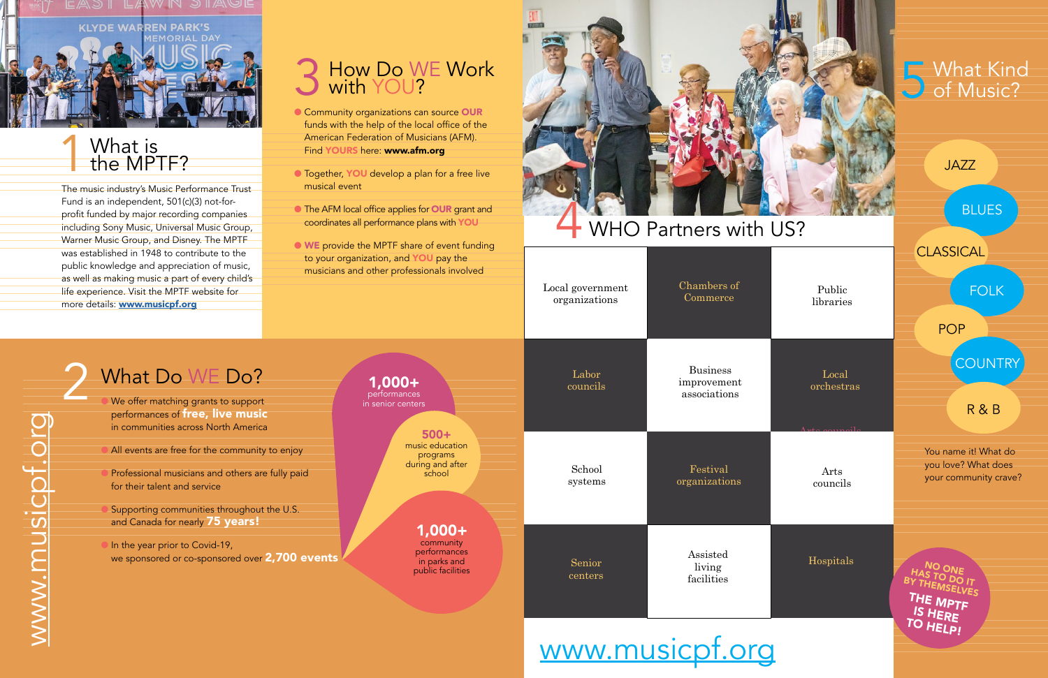## 1 What is the MPTF?

The music industry's Music Performance Trust Fund is an independent, 501(c)(3) not-for-profit funded by major recording companies including Sony Music, Universal Music Group, Warner Music Group, and Disney. The MPTF was established in 1948 to contribute to the public knowledge and appreciation of music, as well as making music a part of every child's life experience. Visit the MPTF website for more details: **www.musicpf.org**

## 2 What Do WE Do?

- We offer matching grants to support performances of **free, live music** in communities across North America
- All events are free for the community to enjoy
- Professional musicians and others are fully paid for their talent and service
- Supporting communities throughout the U.S. and Canada for nearly **75 years!**
- In the year prior to Covid-19, we sponsored or co-sponsored over **2,700 events**

**1,000+** performances in senior centers

**500+** music education programs during and after school

**1,000+** community performances in parks and public facilities

www.musicpf.org

## 3 How Do WE Work with YOU?

- Community organizations can source **OUR** funds with the help of the local office of the American Federation of Musicians (AFM). Find **YOURS** here: **www.afm.org**
- Together, **YOU** develop a plan for a free live musical event
- The AFM local office applies for **OUR** grant and coordinates all performance plans with **YOU**
- **WE** provide the MPTF share of event funding to your organization, and **YOU** pay the musicians and other professionals involved

## 4 WHO Partners with US?

| | | |
|---|---|---|
| Local government organizations | Chambers of Commerce | Public libraries |
| Labor councils | Business improvement associations | Local orchestras |
| School systems | Festival organizations | Arts councils |
| Senior centers | Assisted living facilities | Hospitals |

www.musicpf.org

## 5 What Kind of Music?

- JAZZ
- BLUES
- CLASSICAL
- FOLK
- POP
- COUNTRY
- R & B

You name it! What do you love? What does your community crave?

**NO ONE HAS TO DO IT BY THEMSELVES THE MPTF IS HERE TO HELP!**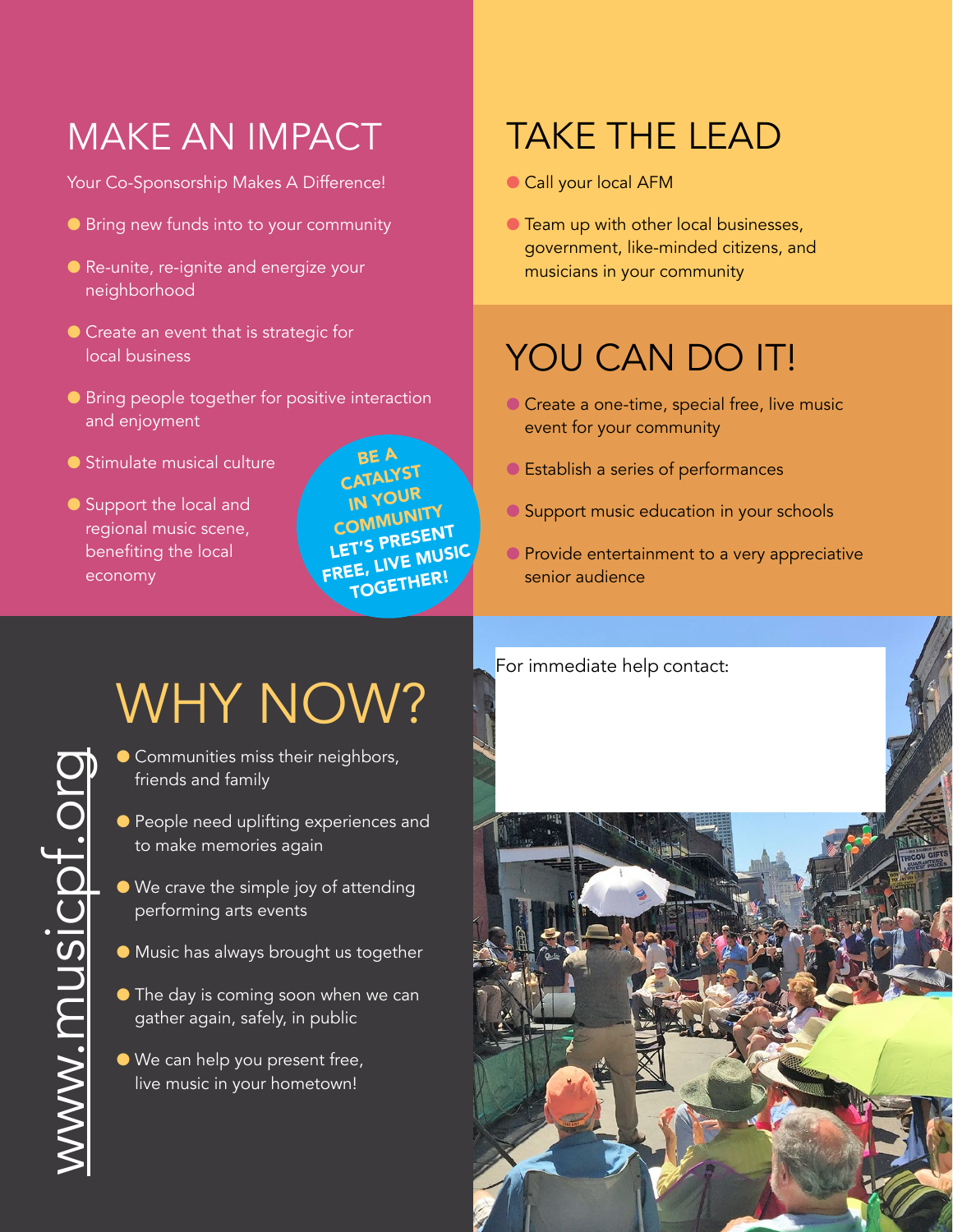## MAKE AN IMPACT

Your Co-Sponsorship Makes A Difference!

- Bring new funds into to your community
- Re-unite, re-ignite and energize your neighborhood
- Create an event that is strategic for local business
- Bring people together for positive interaction and enjoyment
- Stimulate musical culture
- Support the local and regional music scene, benefiting the local economy

BE A CATALYST IN YOUR COMMUNITY
LET'S PRESENT FREE, LIVE MUSIC TOGETHER!

## TAKE THE LEAD

- Call your local AFM
- Team up with other local businesses, government, like-minded citizens, and musicians in your community

## YOU CAN DO IT!

- Create a one-time, special free, live music event for your community
- Establish a series of performances
- Support music education in your schools
- Provide entertainment to a very appreciative senior audience

## WHY NOW?

- Communities miss their neighbors, friends and family
- People need uplifting experiences and to make memories again
- We crave the simple joy of attending performing arts events
- Music has always brought us together
- The day is coming soon when we can gather again, safely, in public
- We can help you present free, live music in your hometown!

www.musicpf.org

For immediate help contact: